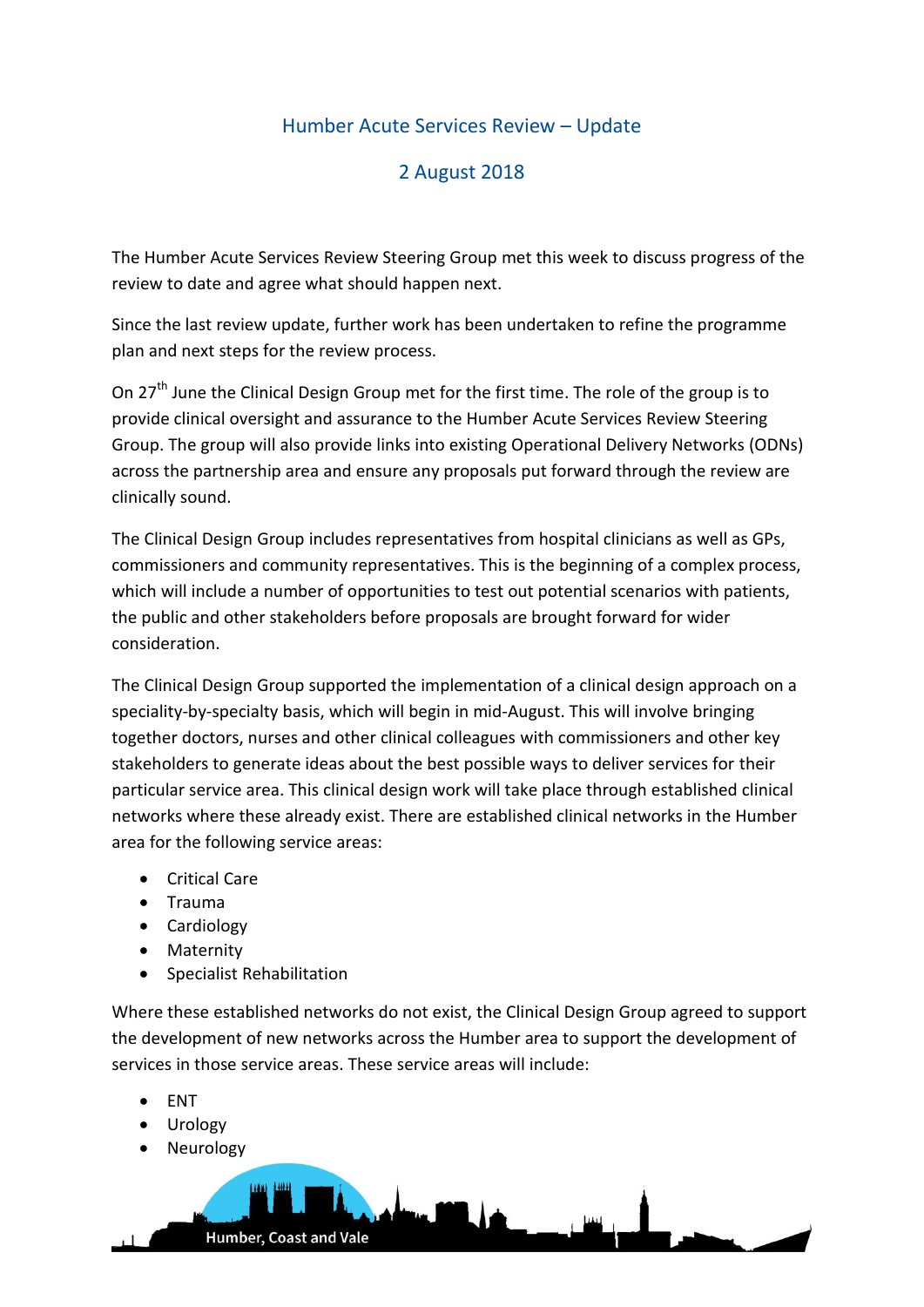# Humber Acute Services Review – Update

## 2 August 2018

The Humber Acute Services Review Steering Group met this week to discuss progress of the review to date and agree what should happen next.

Since the last review update, further work has been undertaken to refine the programme plan and next steps for the review process.

On 27th June the Clinical Design Group met for the first time. The role of the group is to provide clinical oversight and assurance to the Humber Acute Services Review Steering Group. The group will also provide links into existing Operational Delivery Networks (ODNs) across the partnership area and ensure any proposals put forward through the review are clinically sound.

The Clinical Design Group includes representatives from hospital clinicians as well as GPs, commissioners and community representatives. This is the beginning of a complex process, which will include a number of opportunities to test out potential scenarios with patients, the public and other stakeholders before proposals are brought forward for wider consideration.

The Clinical Design Group supported the implementation of a clinical design approach on a speciality-by-specialty basis, which will begin in mid-August. This will involve bringing together doctors, nurses and other clinical colleagues with commissioners and other key stakeholders to generate ideas about the best possible ways to deliver services for their particular service area. This clinical design work will take place through established clinical networks where these already exist. There are established clinical networks in the Humber area for the following service areas:

- Critical Care
- Trauma
- Cardiology
- Maternity
- Specialist Rehabilitation

Where these established networks do not exist, the Clinical Design Group agreed to support the development of new networks across the Humber area to support the development of services in those service areas. These service areas will include:

- ENT
- Urology
- Neurology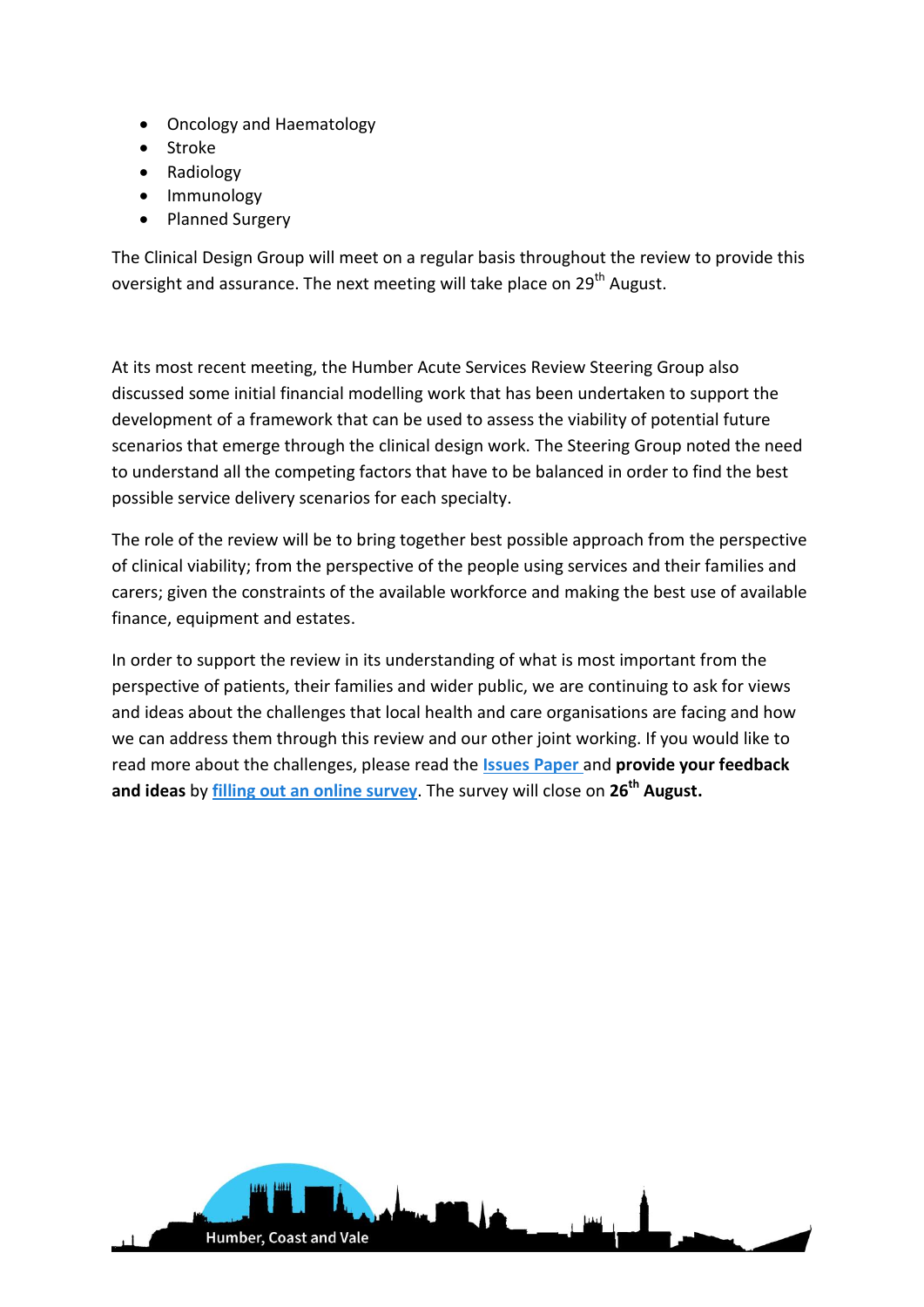- Oncology and Haematology
- Stroke
- Radiology
- Immunology
- Planned Surgery

The Clinical Design Group will meet on a regular basis throughout the review to provide this oversight and assurance. The next meeting will take place on 29th August.

At its most recent meeting, the Humber Acute Services Review Steering Group also discussed some initial financial modelling work that has been undertaken to support the development of a framework that can be used to assess the viability of potential future scenarios that emerge through the clinical design work. The Steering Group noted the need to understand all the competing factors that have to be balanced in order to find the best possible service delivery scenarios for each specialty.

The role of the review will be to bring together best possible approach from the perspective of clinical viability; from the perspective of the people using services and their families and carers; given the constraints of the available workforce and making the best use of available finance, equipment and estates.

In order to support the review in its understanding of what is most important from the perspective of patients, their families and wider public, we are continuing to ask for views and ideas about the challenges that local health and care organisations are facing and how we can address them through this review and our other joint working. If you would like to read more about the challenges, please read the **Issues Paper** and **provide your feedback and ideas** by **filling out an online survey**. The survey will close on **26th August.**